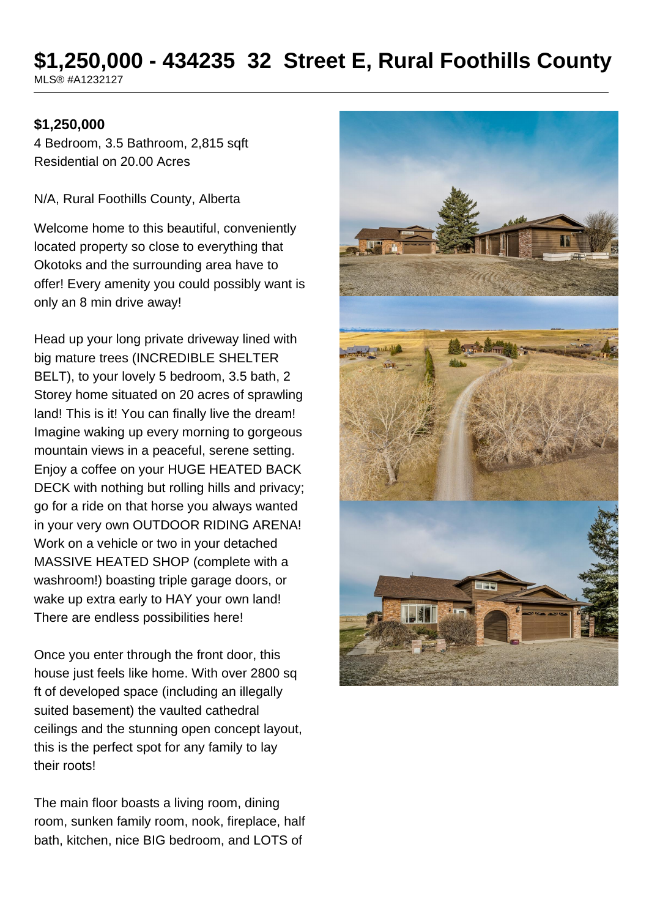# $1,250,000 - 434235 32 Street E, Rural Foothills County

MLS® #A1232127

**$1,250,000**

4 Bedroom, 3.5 Bathroom, 2,815 sqft
Residential on 20.00 Acres

N/A, Rural Foothills County, Alberta

Welcome home to this beautiful, conveniently located property so close to everything that Okotoks and the surrounding area have to offer! Every amenity you could possibly want is only an 8 min drive away!

Head up your long private driveway lined with big mature trees (INCREDIBLE SHELTER BELT), to your lovely 5 bedroom, 3.5 bath, 2 Storey home situated on 20 acres of sprawling land! This is it! You can finally live the dream! Imagine waking up every morning to gorgeous mountain views in a peaceful, serene setting. Enjoy a coffee on your HUGE HEATED BACK DECK with nothing but rolling hills and privacy; go for a ride on that horse you always wanted in your very own OUTDOOR RIDING ARENA! Work on a vehicle or two in your detached MASSIVE HEATED SHOP (complete with a washroom!) boasting triple garage doors, or wake up extra early to HAY your own land! There are endless possibilities here!

Once you enter through the front door, this house just feels like home. With over 2800 sq ft of developed space (including an illegally suited basement) the vaulted cathedral ceilings and the stunning open concept layout, this is the perfect spot for any family to lay their roots!

The main floor boasts a living room, dining room, sunken family room, nook, fireplace, half bath, kitchen, nice BIG bedroom, and LOTS of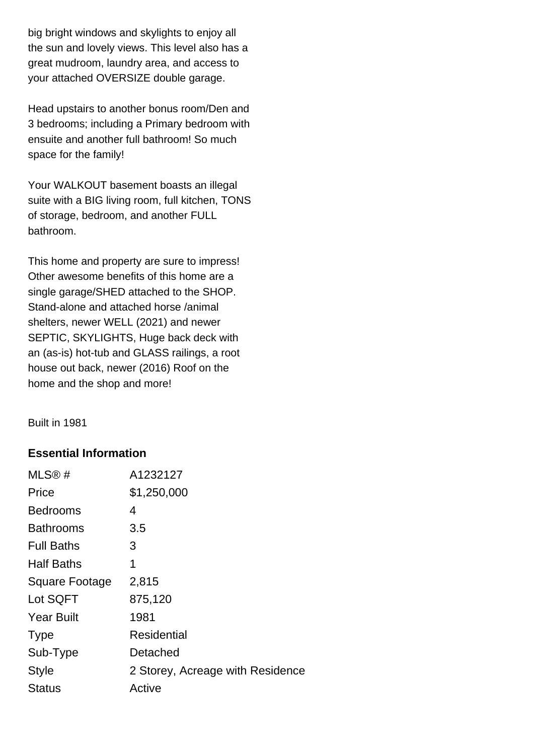big bright windows and skylights to enjoy all the sun and lovely views. This level also has a great mudroom, laundry area, and access to your attached OVERSIZE double garage.

Head upstairs to another bonus room/Den and 3 bedrooms; including a Primary bedroom with ensuite and another full bathroom! So much space for the family!

Your WALKOUT basement boasts an illegal suite with a BIG living room, full kitchen, TONS of storage, bedroom, and another FULL bathroom.

This home and property are sure to impress! Other awesome benefits of this home are a single garage/SHED attached to the SHOP. Stand-alone and attached horse /animal shelters, newer WELL (2021) and newer SEPTIC, SKYLIGHTS, Huge back deck with an (as-is) hot-tub and GLASS railings, a root house out back, newer (2016) Roof on the home and the shop and more!

Built in 1981

### Essential Information

| | |
|---|---|
| MLS® # | A1232127 |
| Price | $1,250,000 |
| Bedrooms | 4 |
| Bathrooms | 3.5 |
| Full Baths | 3 |
| Half Baths | 1 |
| Square Footage | 2,815 |
| Lot SQFT | 875,120 |
| Year Built | 1981 |
| Type | Residential |
| Sub-Type | Detached |
| Style | 2 Storey, Acreage with Residence |
| Status | Active |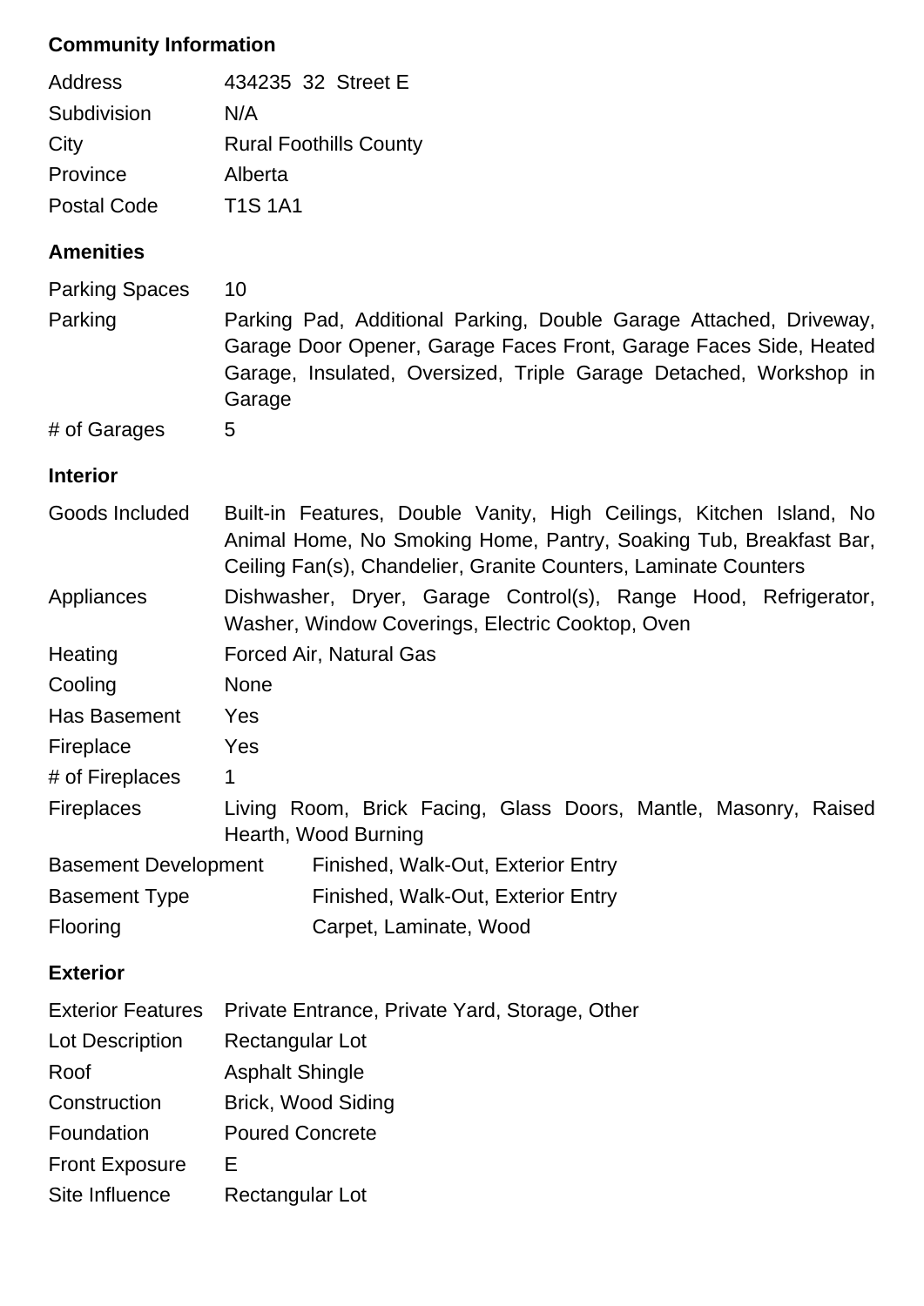## Community Information

| | |
|---|---|
| Address | 434235 32 Street E |
| Subdivision | N/A |
| City | Rural Foothills County |
| Province | Alberta |
| Postal Code | T1S 1A1 |

## Amenities

| | |
|---|---|
| Parking Spaces | 10 |
| Parking | Parking Pad, Additional Parking, Double Garage Attached, Driveway, Garage Door Opener, Garage Faces Front, Garage Faces Side, Heated Garage, Insulated, Oversized, Triple Garage Detached, Workshop in Garage |
| # of Garages | 5 |

## Interior

| | |
|---|---|
| Goods Included | Built-in Features, Double Vanity, High Ceilings, Kitchen Island, No Animal Home, No Smoking Home, Pantry, Soaking Tub, Breakfast Bar, Ceiling Fan(s), Chandelier, Granite Counters, Laminate Counters |
| Appliances | Dishwasher, Dryer, Garage Control(s), Range Hood, Refrigerator, Washer, Window Coverings, Electric Cooktop, Oven |
| Heating | Forced Air, Natural Gas |
| Cooling | None |
| Has Basement | Yes |
| Fireplace | Yes |
| # of Fireplaces | 1 |
| Fireplaces | Living Room, Brick Facing, Glass Doors, Mantle, Masonry, Raised Hearth, Wood Burning |
| Basement Development | Finished, Walk-Out, Exterior Entry |
| Basement Type | Finished, Walk-Out, Exterior Entry |
| Flooring | Carpet, Laminate, Wood |

## Exterior

| | |
|---|---|
| Exterior Features | Private Entrance, Private Yard, Storage, Other |
| Lot Description | Rectangular Lot |
| Roof | Asphalt Shingle |
| Construction | Brick, Wood Siding |
| Foundation | Poured Concrete |
| Front Exposure | E |
| Site Influence | Rectangular Lot |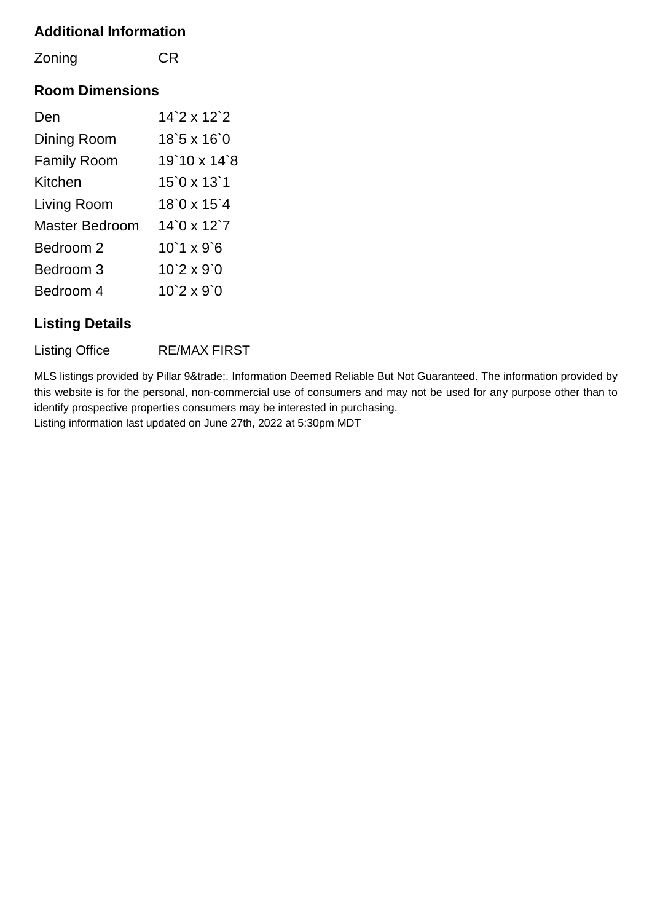## Additional Information

| | |
|---|---|
| Zoning | CR |

## Room Dimensions

| | |
|---|---|
| Den | 14`2 x 12`2 |
| Dining Room | 18`5 x 16`0 |
| Family Room | 19`10 x 14`8 |
| Kitchen | 15`0 x 13`1 |
| Living Room | 18`0 x 15`4 |
| Master Bedroom | 14`0 x 12`7 |
| Bedroom 2 | 10`1 x 9`6 |
| Bedroom 3 | 10`2 x 9`0 |
| Bedroom 4 | 10`2 x 9`0 |

## Listing Details

| | |
|---|---|
| Listing Office | RE/MAX FIRST |

MLS listings provided by Pillar 9&trade;. Information Deemed Reliable But Not Guaranteed. The information provided by this website is for the personal, non-commercial use of consumers and may not be used for any purpose other than to identify prospective properties consumers may be interested in purchasing.
Listing information last updated on June 27th, 2022 at 5:30pm MDT